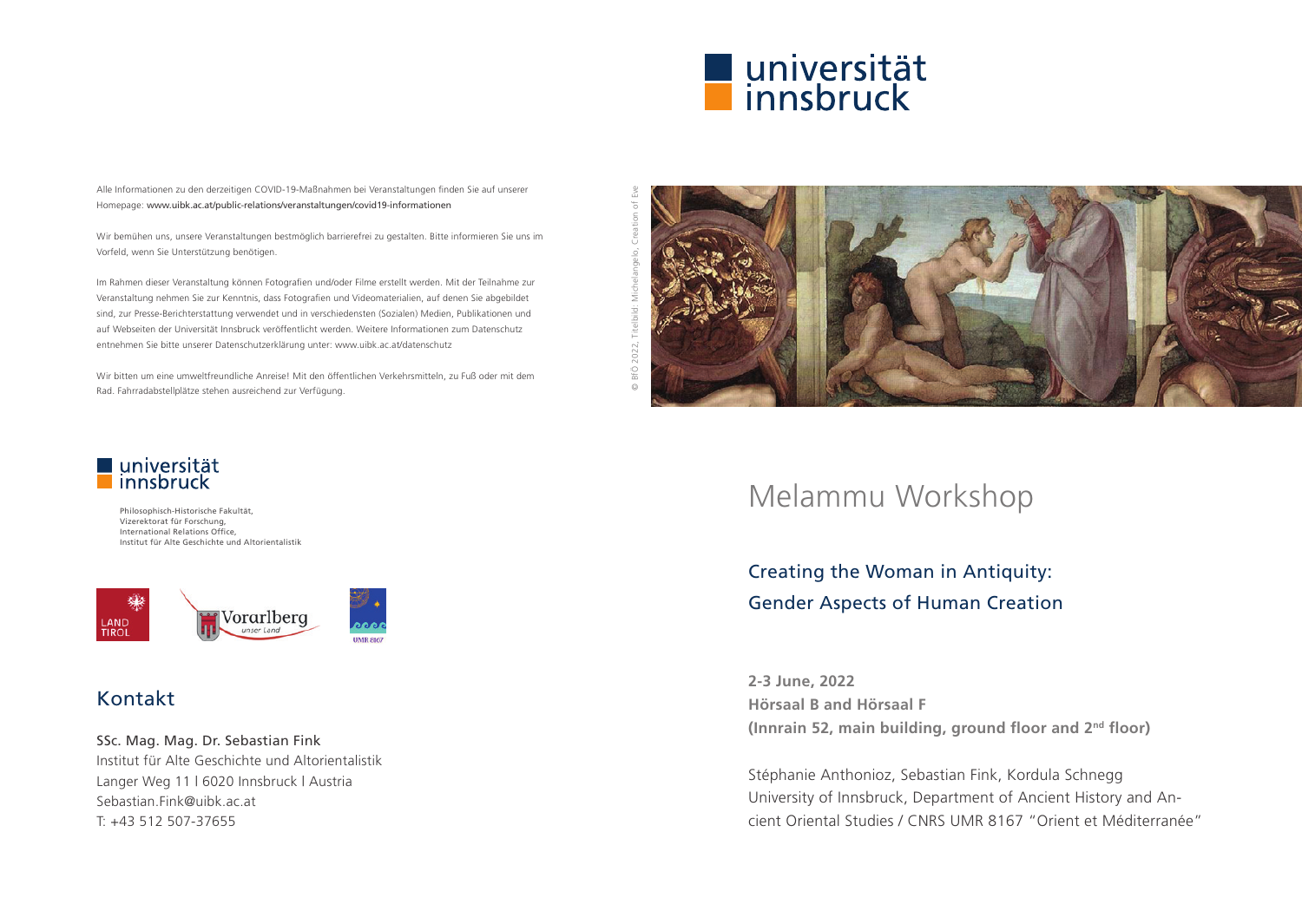Alle Informationen zu den derzeitigen COVID-19-Maßnahmen bei Veranstaltungen finden Sie auf unserer Homepage: www.uibk.ac.at/public-relations/veranstaltungen/covid19-informationen

Wir bemühen uns, unsere Veranstaltungen bestmöglich barrierefrei zu gestalten. Bitte informieren Sie uns im Vorfeld, wenn Sie Unterstützung benötigen.

Im Rahmen dieser Veranstaltung können Fotografien und/oder Filme erstellt werden. Mit der Teilnahme zur Veranstaltung nehmen Sie zur Kenntnis, dass Fotografien und Videomaterialien, auf denen Sie abgebildet sind, zur Presse-Berichterstattung verwendet und in verschiedensten (Sozialen) Medien, Publikationen und auf Webseiten der Universität Innsbruck veröffentlicht werden. Weitere Informationen zum Datenschutz entnehmen Sie bitte unserer Datenschutzerklärung unter: www.uibk.ac.at/datenschutz

Wir bitten um eine umweltfreundliche Anreise! Mit den öffentlichen Verkehrsmitteln, zu Fuß oder mit dem Rad. Fahrradabstellplätze stehen ausreichend zur Verfügung.

universität innsbruck

Philosophisch-Historische Fakultät,
Vizerektorat für Forschung,
International Relations Office,
Institut für Alte Geschichte und Altorientalistik

LAND TIROL | Vorarlberg unser Land | UMR 8167

## Kontakt

SSc. Mag. Mag. Dr. Sebastian Fink
Institut für Alte Geschichte und Altorientalistik
Langer Weg 11 | 6020 Innsbruck | Austria
Sebastian.Fink@uibk.ac.at
T: +43 512 507-37655

universität innsbruck

© BfÖ 2022, Titelbild: Michelangelo, Creation of Eve

# Melammu Workshop

## Creating the Woman in Antiquity: Gender Aspects of Human Creation

**2-3 June, 2022**
**Hörsaal B and Hörsaal F**
**(Innrain 52, main building, ground floor and 2nd floor)**

Stéphanie Anthonioz, Sebastian Fink, Kordula Schnegg
University of Innsbruck, Department of Ancient History and Ancient Oriental Studies / CNRS UMR 8167 "Orient et Méditerranée"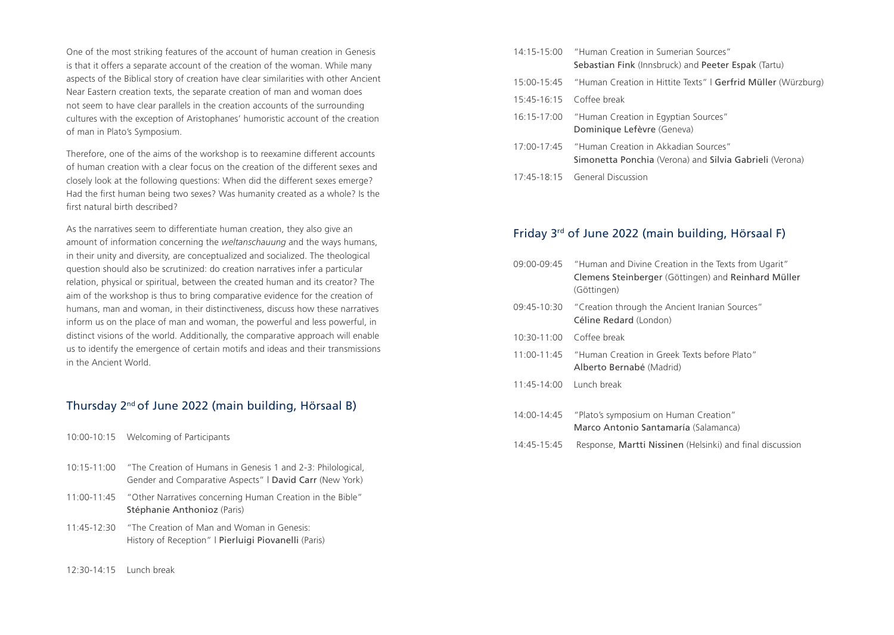One of the most striking features of the account of human creation in Genesis is that it offers a separate account of the creation of the woman. While many aspects of the Biblical story of creation have clear similarities with other Ancient Near Eastern creation texts, the separate creation of man and woman does not seem to have clear parallels in the creation accounts of the surrounding cultures with the exception of Aristophanes' humoristic account of the creation of man in Plato's Symposium.

Therefore, one of the aims of the workshop is to reexamine different accounts of human creation with a clear focus on the creation of the different sexes and closely look at the following questions: When did the different sexes emerge? Had the first human being two sexes? Was humanity created as a whole? Is the first natural birth described?

As the narratives seem to differentiate human creation, they also give an amount of information concerning the *weltanschauung* and the ways humans, in their unity and diversity, are conceptualized and socialized. The theological question should also be scrutinized: do creation narratives infer a particular relation, physical or spiritual, between the created human and its creator? The aim of the workshop is thus to bring comparative evidence for the creation of humans, man and woman, in their distinctiveness, discuss how these narratives inform us on the place of man and woman, the powerful and less powerful, in distinct visions of the world. Additionally, the comparative approach will enable us to identify the emergence of certain motifs and ideas and their transmissions in the Ancient World.

## Thursday 2nd of June 2022 (main building, Hörsaal B)

10:00-10:15 Welcoming of Participants

10:15-11:00 "The Creation of Humans in Genesis 1 and 2-3: Philological, Gender and Comparative Aspects" | **David Carr** (New York)

11:00-11:45 "Other Narratives concerning Human Creation in the Bible" **Stéphanie Anthonioz** (Paris)

11:45-12:30 "The Creation of Man and Woman in Genesis: History of Reception" | **Pierluigi Piovanelli** (Paris)

12:30-14:15 Lunch break

14:15-15:00 "Human Creation in Sumerian Sources" **Sebastian Fink** (Innsbruck) and **Peeter Espak** (Tartu)

15:00-15:45 "Human Creation in Hittite Texts" | **Gerfrid Müller** (Würzburg)

15:45-16:15 Coffee break

16:15-17:00 "Human Creation in Egyptian Sources" **Dominique Lefèvre** (Geneva)

17:00-17:45 "Human Creation in Akkadian Sources" **Simonetta Ponchia** (Verona) and **Silvia Gabrieli** (Verona)

17:45-18:15 General Discussion

## Friday 3rd of June 2022 (main building, Hörsaal F)

09:00-09:45 "Human and Divine Creation in the Texts from Ugarit" **Clemens Steinberger** (Göttingen) and **Reinhard Müller** (Göttingen)

09:45-10:30 "Creation through the Ancient Iranian Sources" **Céline Redard** (London)

10:30-11:00 Coffee break

11:00-11:45 "Human Creation in Greek Texts before Plato" **Alberto Bernabé** (Madrid)

11:45-14:00 Lunch break

14:00-14:45 "Plato's symposium on Human Creation" **Marco Antonio Santamaría** (Salamanca)

14:45-15:45 Response, **Martti Nissinen** (Helsinki) and final discussion